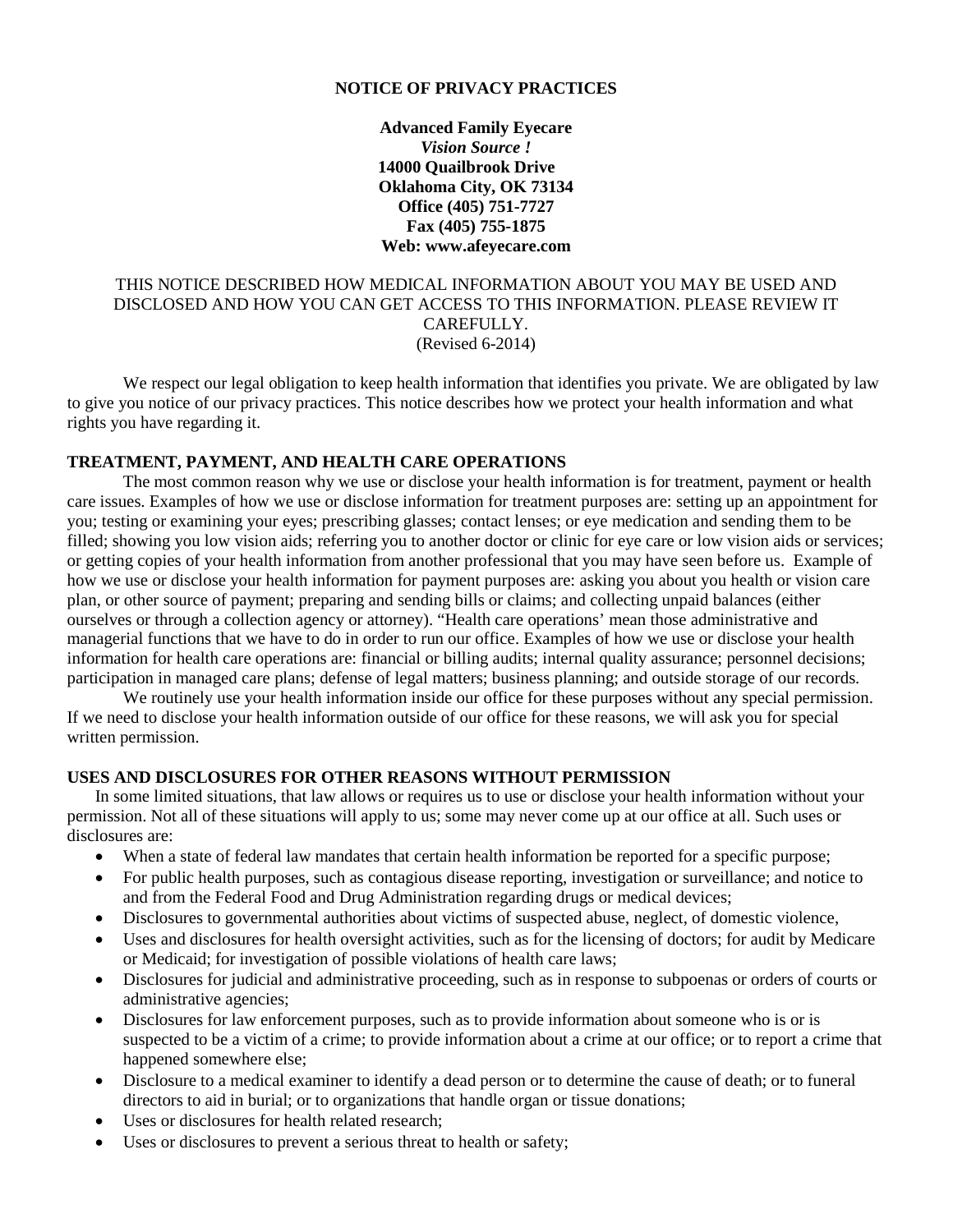# NOTICE OF PRIVACY PRACTICES

**Advanced Family Eyecare**
***Vision Source !***
**14000 Quailbrook Drive**
**Oklahoma City, OK 73134**
**Office (405) 751-7727**
**Fax (405) 755-1875**
**Web: www.afeyecare.com**

THIS NOTICE DESCRIBED HOW MEDICAL INFORMATION ABOUT YOU MAY BE USED AND DISCLOSED AND HOW YOU CAN GET ACCESS TO THIS INFORMATION. PLEASE REVIEW IT CAREFULLY.
(Revised 6-2014)

We respect our legal obligation to keep health information that identifies you private. We are obligated by law to give you notice of our privacy practices. This notice describes how we protect your health information and what rights you have regarding it.

## TREATMENT, PAYMENT, AND HEALTH CARE OPERATIONS

The most common reason why we use or disclose your health information is for treatment, payment or health care issues. Examples of how we use or disclose information for treatment purposes are: setting up an appointment for you; testing or examining your eyes; prescribing glasses; contact lenses; or eye medication and sending them to be filled; showing you low vision aids; referring you to another doctor or clinic for eye care or low vision aids or services; or getting copies of your health information from another professional that you may have seen before us. Example of how we use or disclose your health information for payment purposes are: asking you about you health or vision care plan, or other source of payment; preparing and sending bills or claims; and collecting unpaid balances (either ourselves or through a collection agency or attorney). "Health care operations' mean those administrative and managerial functions that we have to do in order to run our office. Examples of how we use or disclose your health information for health care operations are: financial or billing audits; internal quality assurance; personnel decisions; participation in managed care plans; defense of legal matters; business planning; and outside storage of our records.

We routinely use your health information inside our office for these purposes without any special permission. If we need to disclose your health information outside of our office for these reasons, we will ask you for special written permission.

## USES AND DISCLOSURES FOR OTHER REASONS WITHOUT PERMISSION

In some limited situations, that law allows or requires us to use or disclose your health information without your permission. Not all of these situations will apply to us; some may never come up at our office at all. Such uses or disclosures are:

- When a state of federal law mandates that certain health information be reported for a specific purpose;
- For public health purposes, such as contagious disease reporting, investigation or surveillance; and notice to and from the Federal Food and Drug Administration regarding drugs or medical devices;
- Disclosures to governmental authorities about victims of suspected abuse, neglect, of domestic violence,
- Uses and disclosures for health oversight activities, such as for the licensing of doctors; for audit by Medicare or Medicaid; for investigation of possible violations of health care laws;
- Disclosures for judicial and administrative proceeding, such as in response to subpoenas or orders of courts or administrative agencies;
- Disclosures for law enforcement purposes, such as to provide information about someone who is or is suspected to be a victim of a crime; to provide information about a crime at our office; or to report a crime that happened somewhere else;
- Disclosure to a medical examiner to identify a dead person or to determine the cause of death; or to funeral directors to aid in burial; or to organizations that handle organ or tissue donations;
- Uses or disclosures for health related research;
- Uses or disclosures to prevent a serious threat to health or safety;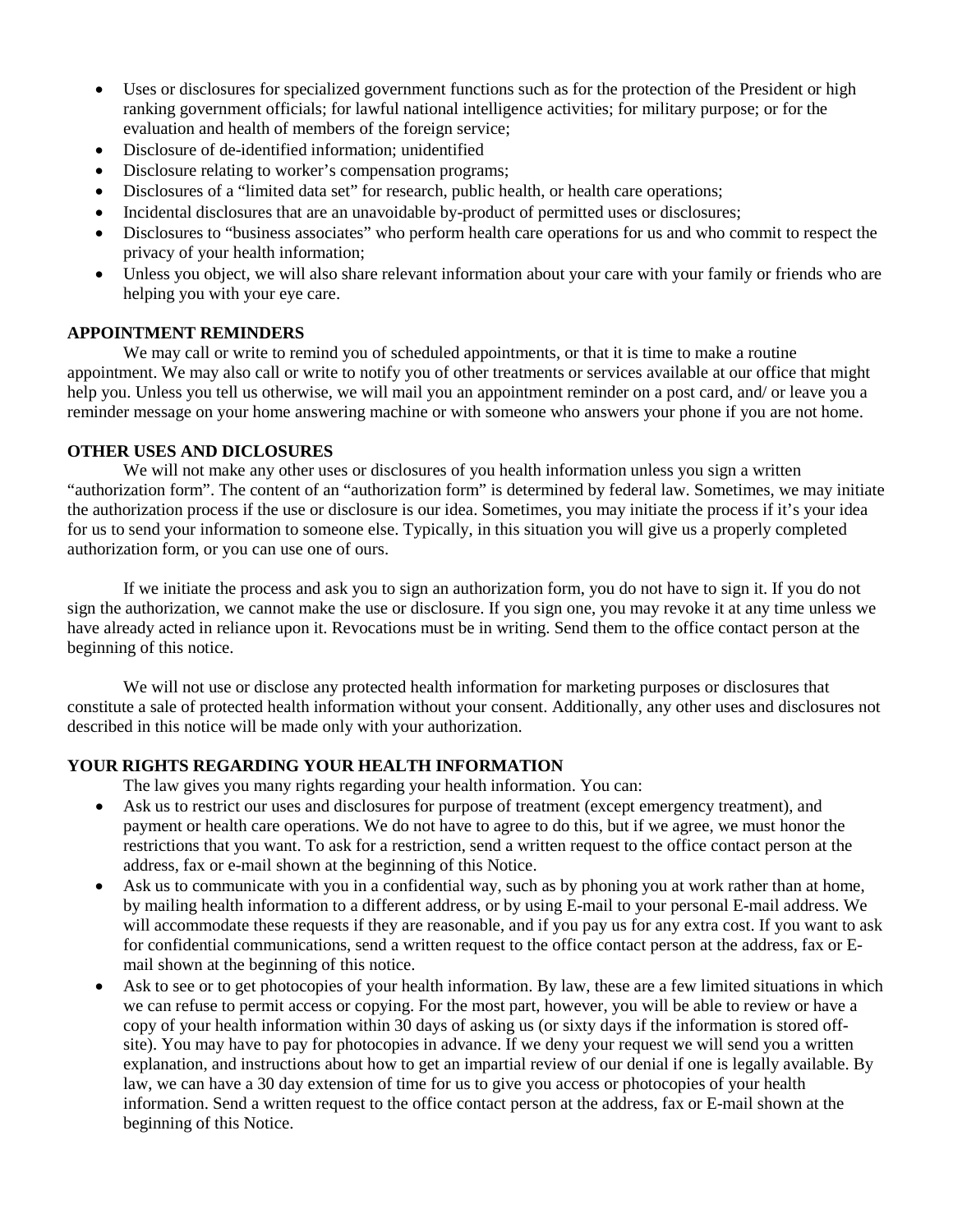- Uses or disclosures for specialized government functions such as for the protection of the President or high ranking government officials; for lawful national intelligence activities; for military purpose; or for the evaluation and health of members of the foreign service;
- Disclosure of de-identified information; unidentified
- Disclosure relating to worker's compensation programs;
- Disclosures of a "limited data set" for research, public health, or health care operations;
- Incidental disclosures that are an unavoidable by-product of permitted uses or disclosures;
- Disclosures to "business associates" who perform health care operations for us and who commit to respect the privacy of your health information;
- Unless you object, we will also share relevant information about your care with your family or friends who are helping you with your eye care.

**APPOINTMENT REMINDERS**

We may call or write to remind you of scheduled appointments, or that it is time to make a routine appointment. We may also call or write to notify you of other treatments or services available at our office that might help you. Unless you tell us otherwise, we will mail you an appointment reminder on a post card, and/ or leave you a reminder message on your home answering machine or with someone who answers your phone if you are not home.

**OTHER USES AND DICLOSURES**

We will not make any other uses or disclosures of you health information unless you sign a written "authorization form". The content of an "authorization form" is determined by federal law. Sometimes, we may initiate the authorization process if the use or disclosure is our idea. Sometimes, you may initiate the process if it's your idea for us to send your information to someone else. Typically, in this situation you will give us a properly completed authorization form, or you can use one of ours.

If we initiate the process and ask you to sign an authorization form, you do not have to sign it. If you do not sign the authorization, we cannot make the use or disclosure. If you sign one, you may revoke it at any time unless we have already acted in reliance upon it. Revocations must be in writing. Send them to the office contact person at the beginning of this notice.

We will not use or disclose any protected health information for marketing purposes or disclosures that constitute a sale of protected health information without your consent. Additionally, any other uses and disclosures not described in this notice will be made only with your authorization.

**YOUR RIGHTS REGARDING YOUR HEALTH INFORMATION**

The law gives you many rights regarding your health information. You can:

- Ask us to restrict our uses and disclosures for purpose of treatment (except emergency treatment), and payment or health care operations. We do not have to agree to do this, but if we agree, we must honor the restrictions that you want. To ask for a restriction, send a written request to the office contact person at the address, fax or e-mail shown at the beginning of this Notice.
- Ask us to communicate with you in a confidential way, such as by phoning you at work rather than at home, by mailing health information to a different address, or by using E-mail to your personal E-mail address. We will accommodate these requests if they are reasonable, and if you pay us for any extra cost. If you want to ask for confidential communications, send a written request to the office contact person at the address, fax or E-mail shown at the beginning of this notice.
- Ask to see or to get photocopies of your health information. By law, these are a few limited situations in which we can refuse to permit access or copying. For the most part, however, you will be able to review or have a copy of your health information within 30 days of asking us (or sixty days if the information is stored off-site). You may have to pay for photocopies in advance. If we deny your request we will send you a written explanation, and instructions about how to get an impartial review of our denial if one is legally available. By law, we can have a 30 day extension of time for us to give you access or photocopies of your health information. Send a written request to the office contact person at the address, fax or E-mail shown at the beginning of this Notice.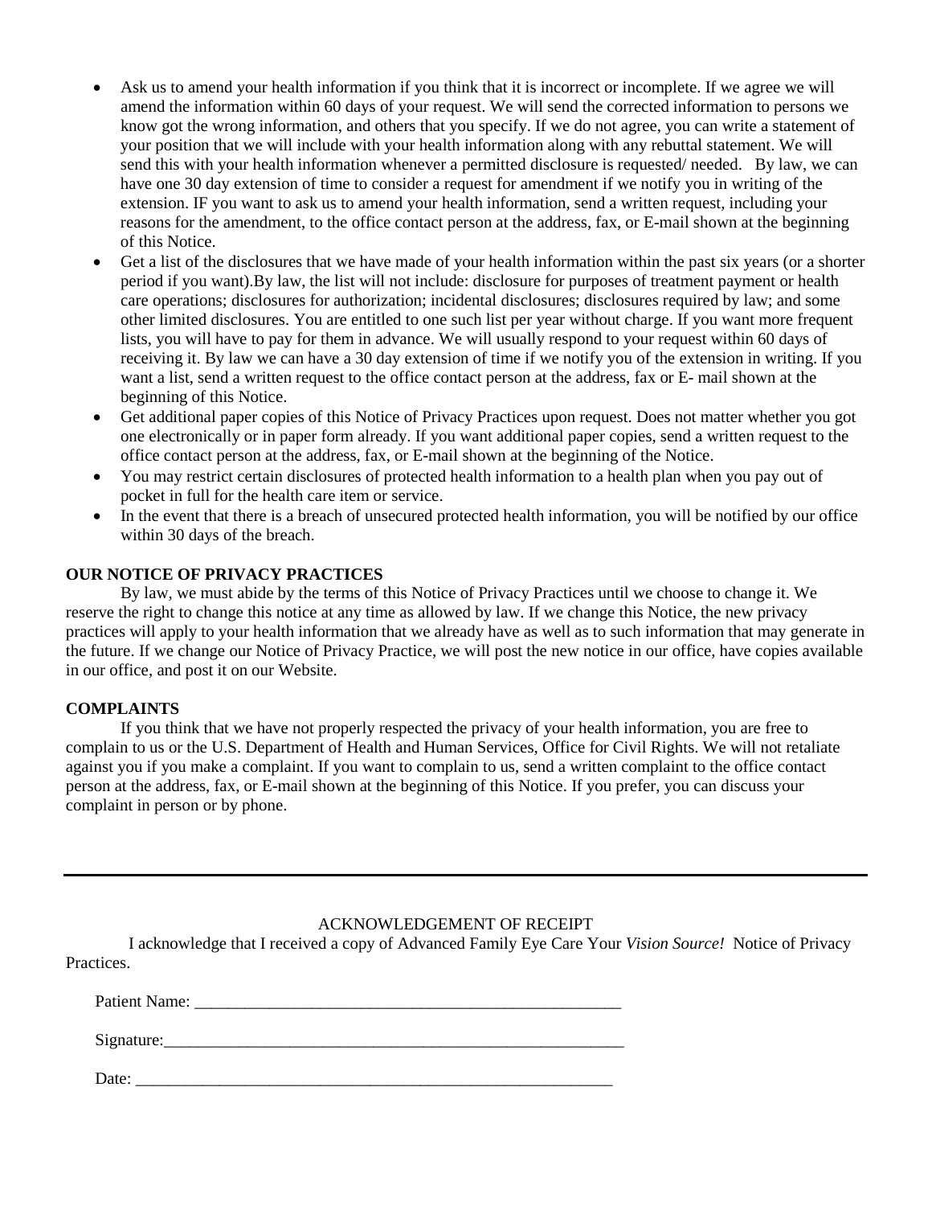- Ask us to amend your health information if you think that it is incorrect or incomplete. If we agree we will amend the information within 60 days of your request. We will send the corrected information to persons we know got the wrong information, and others that you specify. If we do not agree, you can write a statement of your position that we will include with your health information along with any rebuttal statement. We will send this with your health information whenever a permitted disclosure is requested/ needed. By law, we can have one 30 day extension of time to consider a request for amendment if we notify you in writing of the extension. IF you want to ask us to amend your health information, send a written request, including your reasons for the amendment, to the office contact person at the address, fax, or E-mail shown at the beginning of this Notice.
- Get a list of the disclosures that we have made of your health information within the past six years (or a shorter period if you want).By law, the list will not include: disclosure for purposes of treatment payment or health care operations; disclosures for authorization; incidental disclosures; disclosures required by law; and some other limited disclosures. You are entitled to one such list per year without charge. If you want more frequent lists, you will have to pay for them in advance. We will usually respond to your request within 60 days of receiving it. By law we can have a 30 day extension of time if we notify you of the extension in writing. If you want a list, send a written request to the office contact person at the address, fax or E- mail shown at the beginning of this Notice.
- Get additional paper copies of this Notice of Privacy Practices upon request. Does not matter whether you got one electronically or in paper form already. If you want additional paper copies, send a written request to the office contact person at the address, fax, or E-mail shown at the beginning of the Notice.
- You may restrict certain disclosures of protected health information to a health plan when you pay out of pocket in full for the health care item or service.
- In the event that there is a breach of unsecured protected health information, you will be notified by our office within 30 days of the breach.

**OUR NOTICE OF PRIVACY PRACTICES**

By law, we must abide by the terms of this Notice of Privacy Practices until we choose to change it. We reserve the right to change this notice at any time as allowed by law. If we change this Notice, the new privacy practices will apply to your health information that we already have as well as to such information that may generate in the future. If we change our Notice of Privacy Practice, we will post the new notice in our office, have copies available in our office, and post it on our Website.

**COMPLAINTS**

If you think that we have not properly respected the privacy of your health information, you are free to complain to us or the U.S. Department of Health and Human Services, Office for Civil Rights. We will not retaliate against you if you make a complaint. If you want to complain to us, send a written complaint to the office contact person at the address, fax, or E-mail shown at the beginning of this Notice. If you prefer, you can discuss your complaint in person or by phone.

---

ACKNOWLEDGEMENT OF RECEIPT

I acknowledge that I received a copy of Advanced Family Eye Care Your *Vision Source!* Notice of Privacy Practices.

Patient Name: ____________________________________________________

Signature:_________________________________________________________

Date: ____________________________________________________________